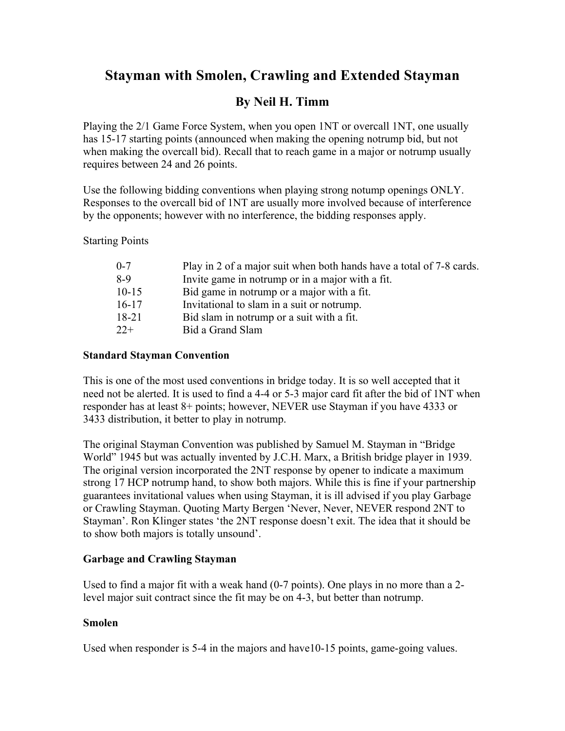# Stayman with Smolen, Crawling and Extended Stayman

## By Neil H. Timm

Playing the 2/1 Game Force System, when you open 1NT or overcall 1NT, one usually has 15-17 starting points (announced when making the opening notrump bid, but not when making the overcall bid). Recall that to reach game in a major or notrump usually requires between 24 and 26 points.

Use the following bidding conventions when playing strong notump openings ONLY. Responses to the overcall bid of 1NT are usually more involved because of interference by the opponents; however with no interference, the bidding responses apply.

Starting Points

| | |
|---|---|
| 0-7 | Play in 2 of a major suit when both hands have a total of 7-8 cards. |
| 8-9 | Invite game in notrump or in a major with a fit. |
| 10-15 | Bid game in notrump or a major with a fit. |
| 16-17 | Invitational to slam in a suit or notrump. |
| 18-21 | Bid slam in notrump or a suit with a fit. |
| 22+ | Bid a Grand Slam |

**Standard Stayman Convention**

This is one of the most used conventions in bridge today. It is so well accepted that it need not be alerted. It is used to find a 4-4 or 5-3 major card fit after the bid of 1NT when responder has at least 8+ points; however, NEVER use Stayman if you have 4333 or 3433 distribution, it better to play in notrump.

The original Stayman Convention was published by Samuel M. Stayman in "Bridge World" 1945 but was actually invented by J.C.H. Marx, a British bridge player in 1939. The original version incorporated the 2NT response by opener to indicate a maximum strong 17 HCP notrump hand, to show both majors. While this is fine if your partnership guarantees invitational values when using Stayman, it is ill advised if you play Garbage or Crawling Stayman. Quoting Marty Bergen 'Never, Never, NEVER respond 2NT to Stayman'. Ron Klinger states 'the 2NT response doesn't exit. The idea that it should be to show both majors is totally unsound'.

**Garbage and Crawling Stayman**

Used to find a major fit with a weak hand (0-7 points). One plays in no more than a 2-level major suit contract since the fit may be on 4-3, but better than notrump.

**Smolen**

Used when responder is 5-4 in the majors and have10-15 points, game-going values.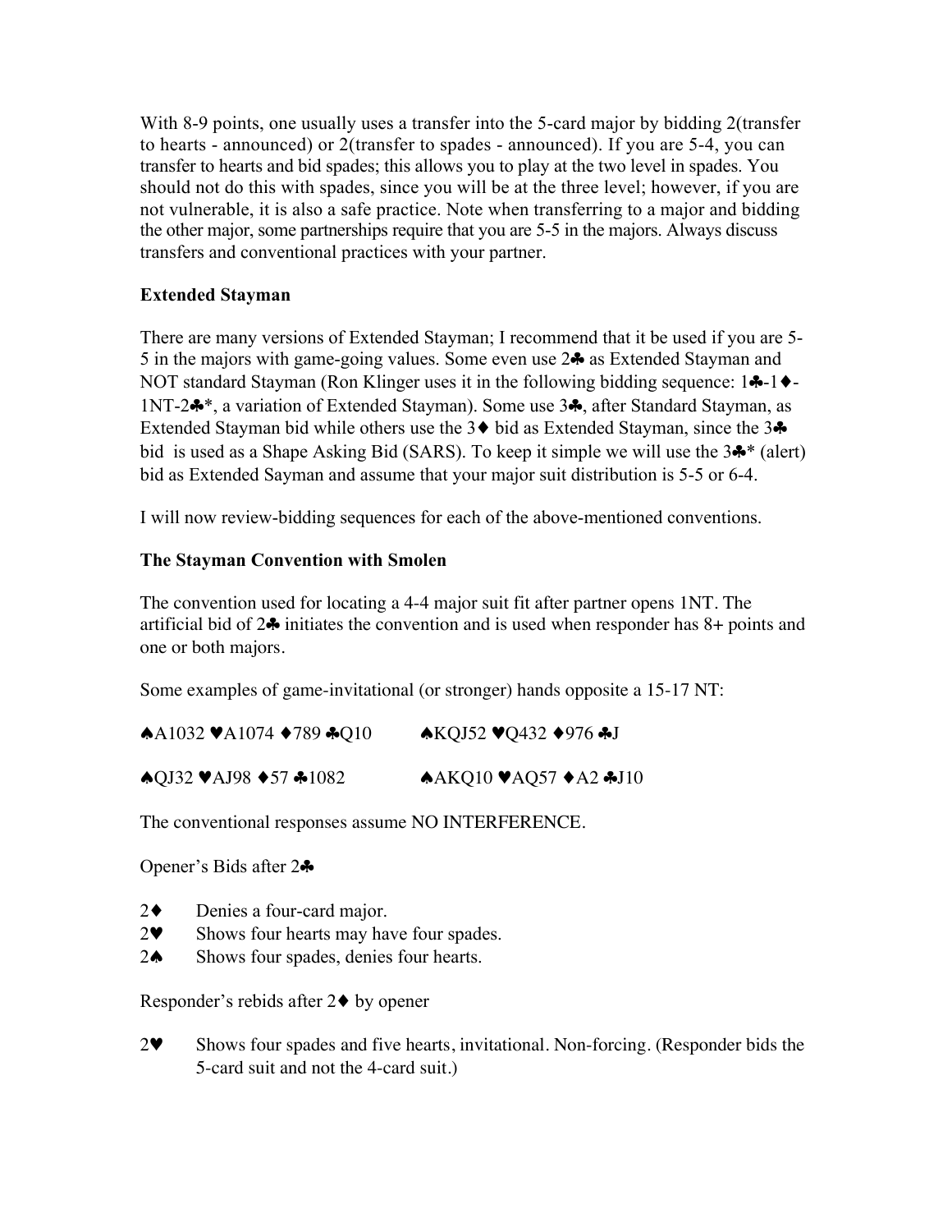With 8-9 points, one usually uses a transfer into the 5-card major by bidding 2(transfer to hearts - announced) or 2(transfer to spades - announced). If you are 5-4, you can transfer to hearts and bid spades; this allows you to play at the two level in spades. You should not do this with spades, since you will be at the three level; however, if you are not vulnerable, it is also a safe practice. Note when transferring to a major and bidding the other major, some partnerships require that you are 5-5 in the majors. Always discuss transfers and conventional practices with your partner.

**Extended Stayman**

There are many versions of Extended Stayman; I recommend that it be used if you are 5-5 in the majors with game-going values. Some even use 2♣ as Extended Stayman and NOT standard Stayman (Ron Klinger uses it in the following bidding sequence: 1♣-1♦-1NT-2♣*, a variation of Extended Stayman). Some use 3♣, after Standard Stayman, as Extended Stayman bid while others use the 3♦ bid as Extended Stayman, since the 3♣ bid is used as a Shape Asking Bid (SARS). To keep it simple we will use the 3♣* (alert) bid as Extended Sayman and assume that your major suit distribution is 5-5 or 6-4.

I will now review-bidding sequences for each of the above-mentioned conventions.

**The Stayman Convention with Smolen**

The convention used for locating a 4-4 major suit fit after partner opens 1NT. The artificial bid of 2♣ initiates the convention and is used when responder has 8+ points and one or both majors.

Some examples of game-invitational (or stronger) hands opposite a 15-17 NT:

♠A1032 ♥A1074 ♦789 ♣Q10 ♠KQJ52 ♥Q432 ♦976 ♣J

♠QJ32 ♥AJ98 ♦57 ♣1082 ♠AKQ10 ♥AQ57 ♦A2 ♣J10

The conventional responses assume NO INTERFERENCE.

Opener's Bids after 2♣

- 2♦ Denies a four-card major.
- 2♥ Shows four hearts may have four spades.
- 2♠ Shows four spades, denies four hearts.

Responder's rebids after 2♦ by opener

- 2♥ Shows four spades and five hearts, invitational. Non-forcing. (Responder bids the 5-card suit and not the 4-card suit.)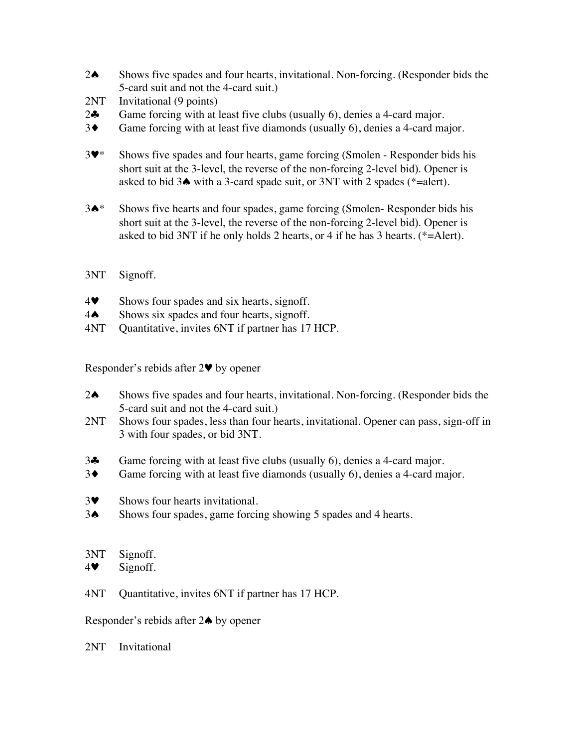2♠ Shows five spades and four hearts, invitational. Non-forcing. (Responder bids the 5-card suit and not the 4-card suit.)
2NT Invitational (9 points)
2♣ Game forcing with at least five clubs (usually 6), denies a 4-card major.
3♦ Game forcing with at least five diamonds (usually 6), denies a 4-card major.

3♥* Shows five spades and four hearts, game forcing (Smolen - Responder bids his short suit at the 3-level, the reverse of the non-forcing 2-level bid). Opener is asked to bid 3♠ with a 3-card spade suit, or 3NT with 2 spades (*=alert).

3♠* Shows five hearts and four spades, game forcing (Smolen- Responder bids his short suit at the 3-level, the reverse of the non-forcing 2-level bid). Opener is asked to bid 3NT if he only holds 2 hearts, or 4 if he has 3 hearts. (*=Alert).

3NT Signoff.

4♥ Shows four spades and six hearts, signoff.
4♠ Shows six spades and four hearts, signoff.
4NT Quantitative, invites 6NT if partner has 17 HCP.

Responder's rebids after 2♥ by opener

2♠ Shows five spades and four hearts, invitational. Non-forcing. (Responder bids the 5-card suit and not the 4-card suit.)
2NT Shows four spades, less than four hearts, invitational. Opener can pass, sign-off in 3 with four spades, or bid 3NT.

3♣ Game forcing with at least five clubs (usually 6), denies a 4-card major.
3♦ Game forcing with at least five diamonds (usually 6), denies a 4-card major.

3♥ Shows four hearts invitational.
3♠ Shows four spades, game forcing showing 5 spades and 4 hearts.

3NT Signoff.
4♥ Signoff.

4NT Quantitative, invites 6NT if partner has 17 HCP.

Responder's rebids after 2♠ by opener

2NT Invitational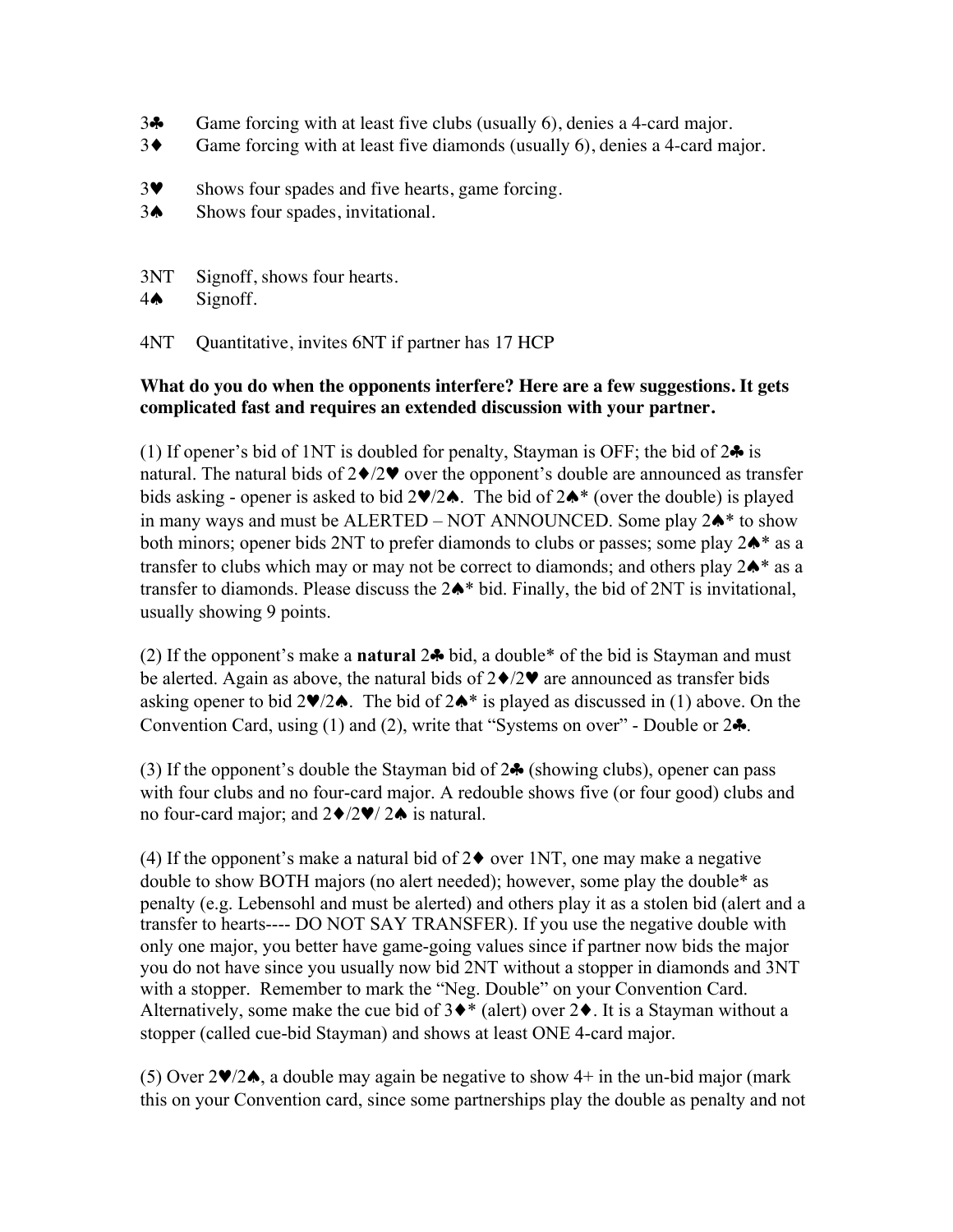3♣ Game forcing with at least five clubs (usually 6), denies a 4-card major.
3♦ Game forcing with at least five diamonds (usually 6), denies a 4-card major.

3♥ Shows four spades and five hearts, game forcing.
3♠ Shows four spades, invitational.

3NT Signoff, shows four hearts.
4♠ Signoff.

4NT Quantitative, invites 6NT if partner has 17 HCP

**What do you do when the opponents interfere? Here are a few suggestions. It gets complicated fast and requires an extended discussion with your partner.**

(1) If opener's bid of 1NT is doubled for penalty, Stayman is OFF; the bid of 2♣ is natural. The natural bids of 2♦/2♥ over the opponent's double are announced as transfer bids asking - opener is asked to bid 2♥/2♠. The bid of 2♠* (over the double) is played in many ways and must be ALERTED – NOT ANNOUNCED. Some play 2♠* to show both minors; opener bids 2NT to prefer diamonds to clubs or passes; some play 2♠* as a transfer to clubs which may or may not be correct to diamonds; and others play 2♠* as a transfer to diamonds. Please discuss the 2♠* bid. Finally, the bid of 2NT is invitational, usually showing 9 points.

(2) If the opponent's make a **natural** 2♣ bid, a double* of the bid is Stayman and must be alerted. Again as above, the natural bids of 2♦/2♥ are announced as transfer bids asking opener to bid 2♥/2♠. The bid of 2♠* is played as discussed in (1) above. On the Convention Card, using (1) and (2), write that "Systems on over" - Double or 2♣.

(3) If the opponent's double the Stayman bid of 2♣ (showing clubs), opener can pass with four clubs and no four-card major. A redouble shows five (or four good) clubs and no four-card major; and 2♦/2♥/ 2♠ is natural.

(4) If the opponent's make a natural bid of 2♦ over 1NT, one may make a negative double to show BOTH majors (no alert needed); however, some play the double* as penalty (e.g. Lebensohl and must be alerted) and others play it as a stolen bid (alert and a transfer to hearts---- DO NOT SAY TRANSFER). If you use the negative double with only one major, you better have game-going values since if partner now bids the major you do not have since you usually now bid 2NT without a stopper in diamonds and 3NT with a stopper. Remember to mark the "Neg. Double" on your Convention Card. Alternatively, some make the cue bid of 3♦* (alert) over 2♦. It is a Stayman without a stopper (called cue-bid Stayman) and shows at least ONE 4-card major.

(5) Over 2♥/2♠, a double may again be negative to show 4+ in the un-bid major (mark this on your Convention card, since some partnerships play the double as penalty and not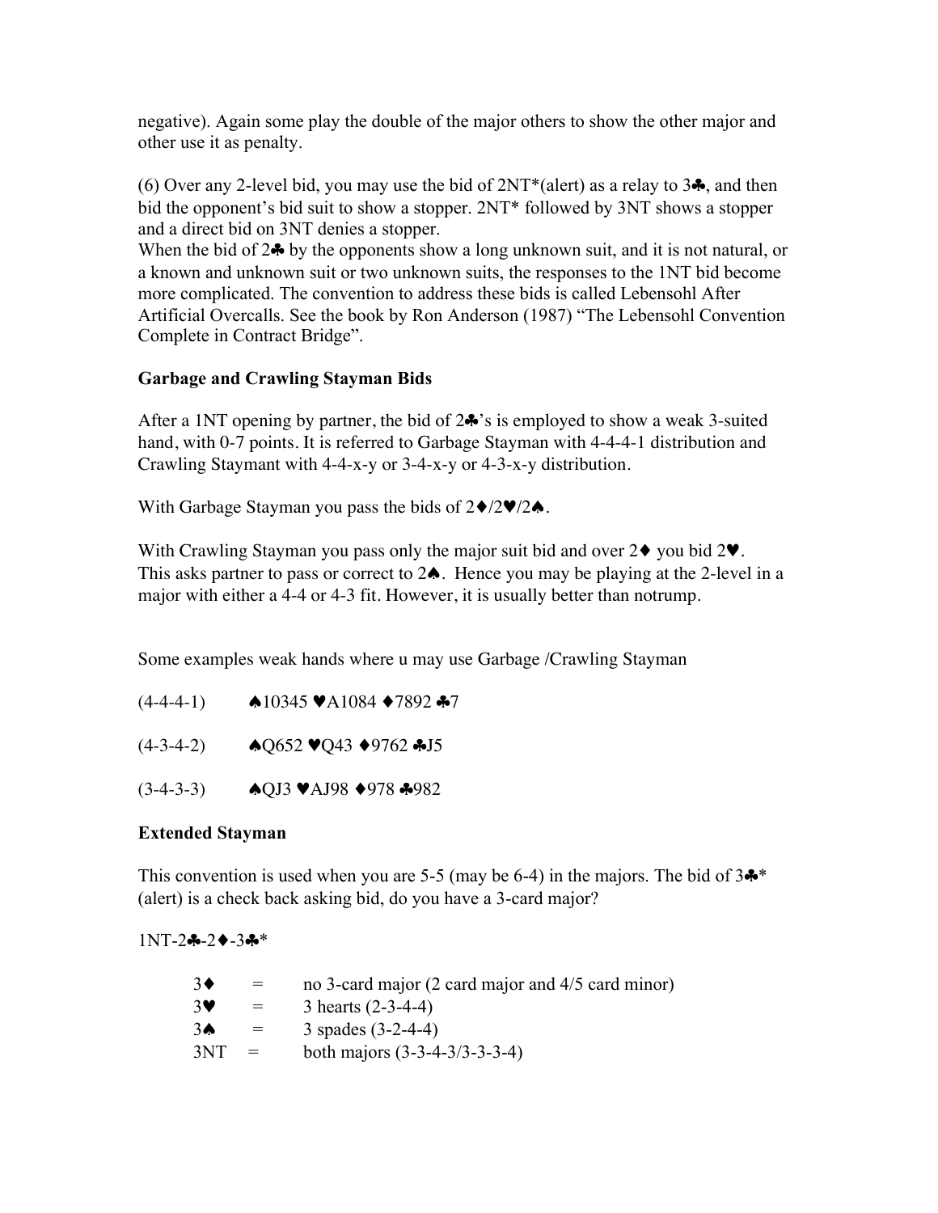negative). Again some play the double of the major others to show the other major and other use it as penalty.

(6) Over any 2-level bid, you may use the bid of 2NT*(alert) as a relay to 3♣, and then bid the opponent's bid suit to show a stopper. 2NT* followed by 3NT shows a stopper and a direct bid on 3NT denies a stopper.
When the bid of 2♣ by the opponents show a long unknown suit, and it is not natural, or a known and unknown suit or two unknown suits, the responses to the 1NT bid become more complicated. The convention to address these bids is called Lebensohl After Artificial Overcalls. See the book by Ron Anderson (1987) "The Lebensohl Convention Complete in Contract Bridge".

**Garbage and Crawling Stayman Bids**

After a 1NT opening by partner, the bid of 2♣'s is employed to show a weak 3-suited hand, with 0-7 points. It is referred to Garbage Stayman with 4-4-4-1 distribution and Crawling Staymant with 4-4-x-y or 3-4-x-y or 4-3-x-y distribution.

With Garbage Stayman you pass the bids of 2♦/2♥/2♠.

With Crawling Stayman you pass only the major suit bid and over 2♦ you bid 2♥. This asks partner to pass or correct to 2♠. Hence you may be playing at the 2-level in a major with either a 4-4 or 4-3 fit. However, it is usually better than notrump.

Some examples weak hands where u may use Garbage /Crawling Stayman

(4-4-4-1) ♠10345 ♥A1084 ♦7892 ♣7

(4-3-4-2) ♠Q652 ♥Q43 ♦9762 ♣J5

(3-4-3-3) ♠QJ3 ♥AJ98 ♦978 ♣982

**Extended Stayman**

This convention is used when you are 5-5 (may be 6-4) in the majors. The bid of 3♣* (alert) is a check back asking bid, do you have a 3-card major?

1NT-2♣-2♦-3♣*

| | | |
|---|---|---|
| 3♦ | = | no 3-card major (2 card major and 4/5 card minor) |
| 3♥ | = | 3 hearts (2-3-4-4) |
| 3♠ | = | 3 spades (3-2-4-4) |
| 3NT | = | both majors (3-3-4-3/3-3-3-4) |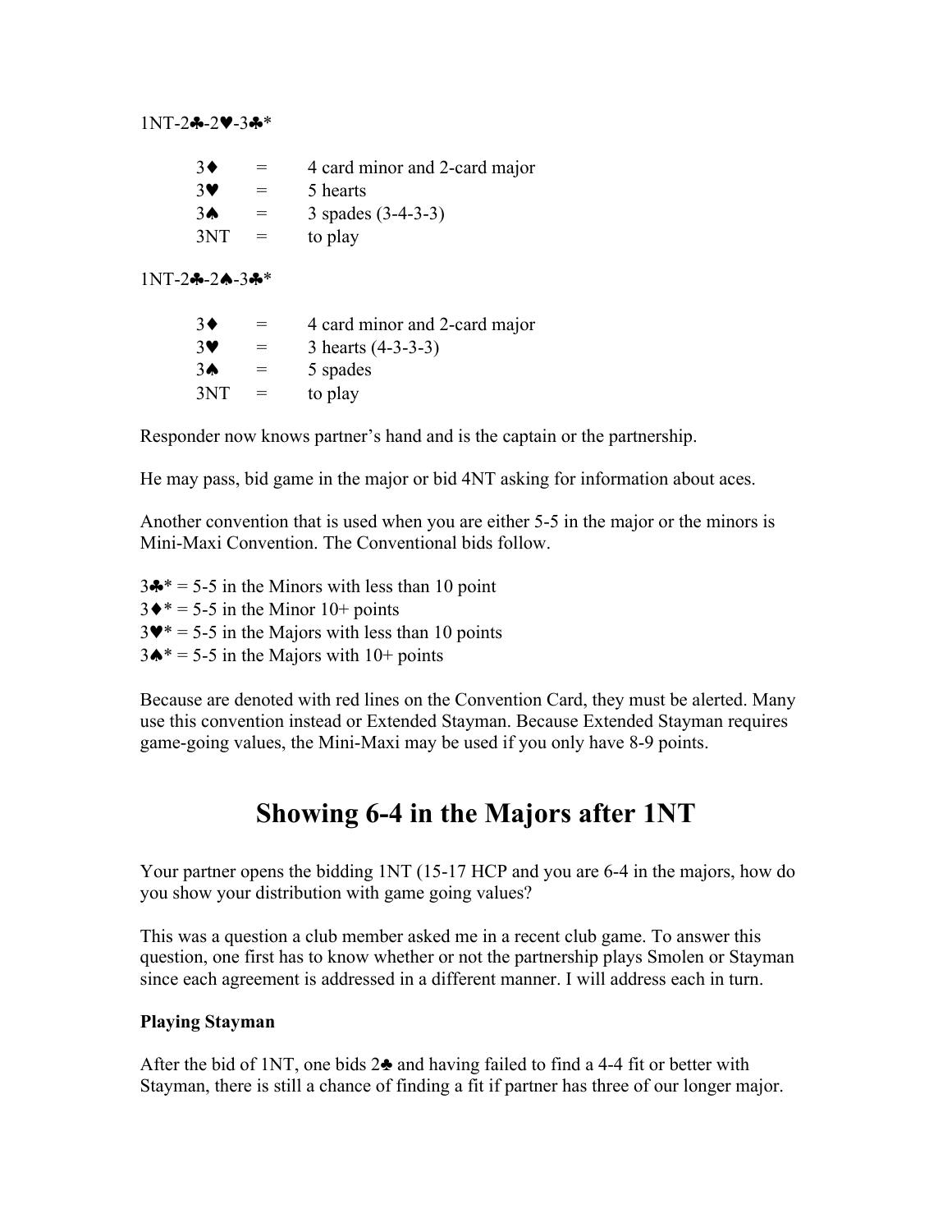1NT-2♣-2♥-3♣*

| | | |
|---|---|---|
| 3♦ | = | 4 card minor and 2-card major |
| 3♥ | = | 5 hearts |
| 3♠ | = | 3 spades (3-4-3-3) |
| 3NT | = | to play |

1NT-2♣-2♠-3♣*

| | | |
|---|---|---|
| 3♦ | = | 4 card minor and 2-card major |
| 3♥ | = | 3 hearts (4-3-3-3) |
| 3♠ | = | 5 spades |
| 3NT | = | to play |

Responder now knows partner's hand and is the captain or the partnership.

He may pass, bid game in the major or bid 4NT asking for information about aces.

Another convention that is used when you are either 5-5 in the major or the minors is Mini-Maxi Convention. The Conventional bids follow.

3♣* = 5-5 in the Minors with less than 10 point
3♦* = 5-5 in the Minor 10+ points
3♥* = 5-5 in the Majors with less than 10 points
3♠* = 5-5 in the Majors with 10+ points

Because are denoted with red lines on the Convention Card, they must be alerted. Many use this convention instead or Extended Stayman. Because Extended Stayman requires game-going values, the Mini-Maxi may be used if you only have 8-9 points.

# Showing 6-4 in the Majors after 1NT

Your partner opens the bidding 1NT (15-17 HCP and you are 6-4 in the majors, how do you show your distribution with game going values?

This was a question a club member asked me in a recent club game. To answer this question, one first has to know whether or not the partnership plays Smolen or Stayman since each agreement is addressed in a different manner. I will address each in turn.

**Playing Stayman**

After the bid of 1NT, one bids 2♣ and having failed to find a 4-4 fit or better with Stayman, there is still a chance of finding a fit if partner has three of our longer major.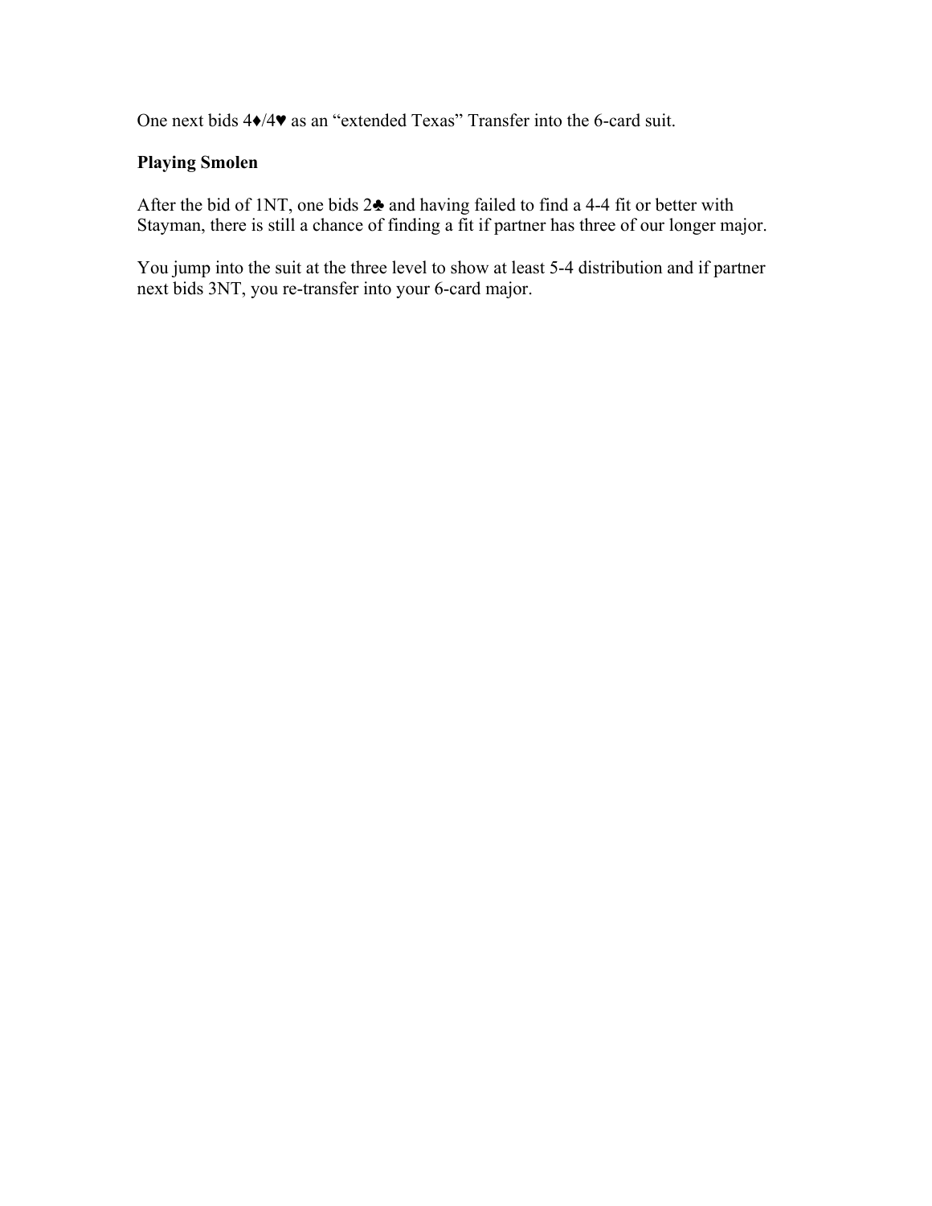One next bids 4♦/4♥ as an “extended Texas” Transfer into the 6-card suit.

**Playing Smolen**

After the bid of 1NT, one bids 2♣ and having failed to find a 4-4 fit or better with Stayman, there is still a chance of finding a fit if partner has three of our longer major.

You jump into the suit at the three level to show at least 5-4 distribution and if partner next bids 3NT, you re-transfer into your 6-card major.